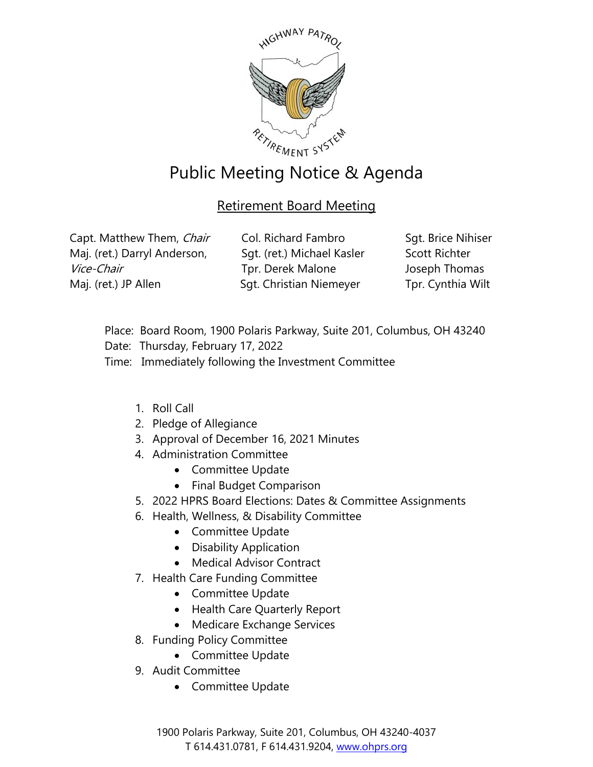# Public Meeting Notice & Agenda

## Retirement Board Meeting

Capt. Matthew Them, *Chair*
Maj. (ret.) Darryl Anderson, *Vice-Chair*
Maj. (ret.) JP Allen
Col. Richard Fambro
Sgt. (ret.) Michael Kasler
Tpr. Derek Malone
Sgt. Christian Niemeyer
Sgt. Brice Nihiser
Scott Richter
Joseph Thomas
Tpr. Cynthia Wilt

Place: Board Room, 1900 Polaris Parkway, Suite 201, Columbus, OH 43240
Date: Thursday, February 17, 2022
Time: Immediately following the Investment Committee

1. Roll Call
2. Pledge of Allegiance
3. Approval of December 16, 2021 Minutes
4. Administration Committee
   - Committee Update
   - Final Budget Comparison
5. 2022 HPRS Board Elections: Dates & Committee Assignments
6. Health, Wellness, & Disability Committee
   - Committee Update
   - Disability Application
   - Medical Advisor Contract
7. Health Care Funding Committee
   - Committee Update
   - Health Care Quarterly Report
   - Medicare Exchange Services
8. Funding Policy Committee
   - Committee Update
9. Audit Committee
   - Committee Update

1900 Polaris Parkway, Suite 201, Columbus, OH 43240-4037
T 614.431.0781, F 614.431.9204, www.ohprs.org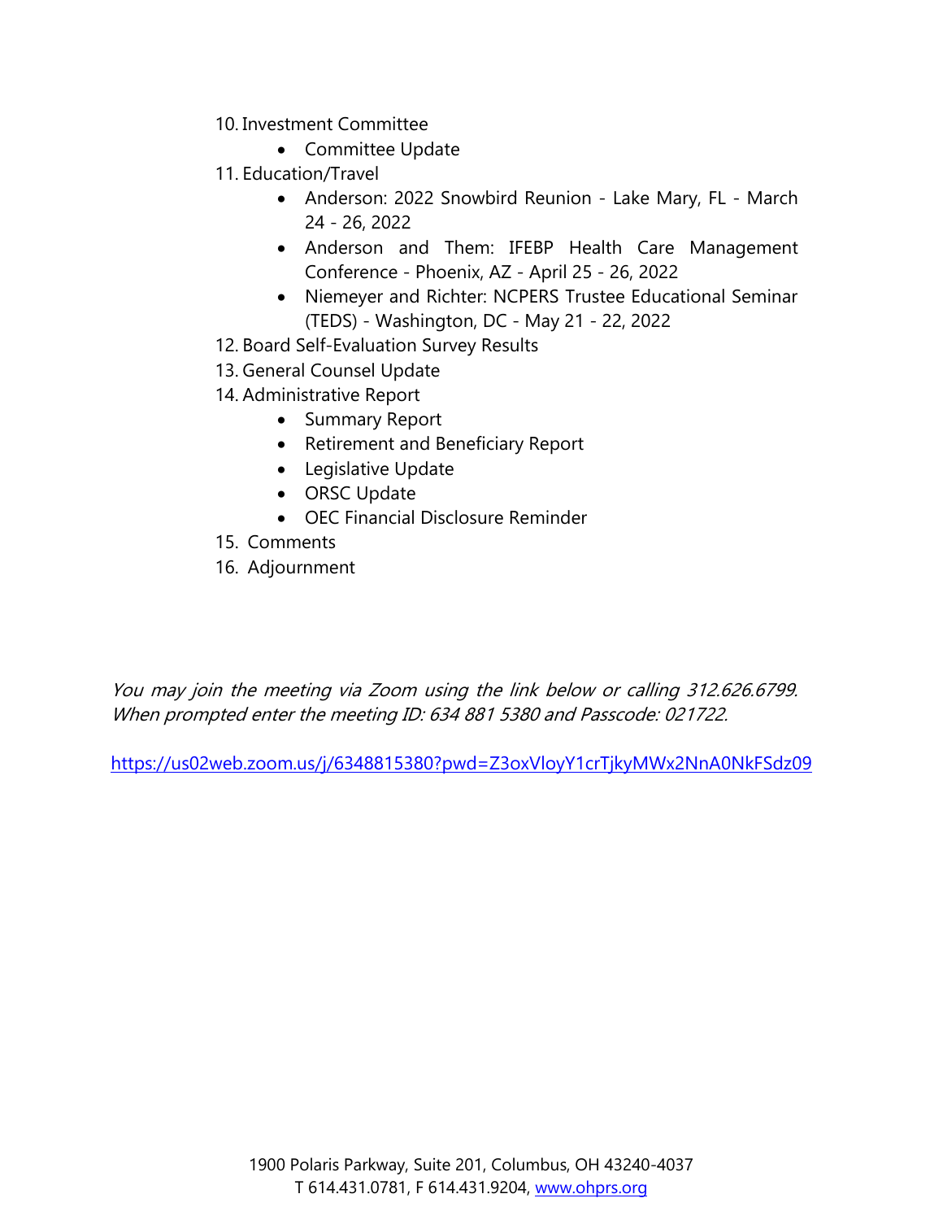10. Investment Committee
    - Committee Update
11. Education/Travel
    - Anderson: 2022 Snowbird Reunion - Lake Mary, FL - March 24 - 26, 2022
    - Anderson and Them: IFEBP Health Care Management Conference - Phoenix, AZ - April 25 - 26, 2022
    - Niemeyer and Richter: NCPERS Trustee Educational Seminar (TEDS) - Washington, DC - May 21 - 22, 2022
12. Board Self-Evaluation Survey Results
13. General Counsel Update
14. Administrative Report
    - Summary Report
    - Retirement and Beneficiary Report
    - Legislative Update
    - ORSC Update
    - OEC Financial Disclosure Reminder
15. Comments
16. Adjournment

*You may join the meeting via Zoom using the link below or calling 312.626.6799. When prompted enter the meeting ID: 634 881 5380 and Passcode: 021722.*

https://us02web.zoom.us/j/6348815380?pwd=Z3oxVloyY1crTjkyMWx2NnA0NkFSdz09

1900 Polaris Parkway, Suite 201, Columbus, OH 43240-4037
T 614.431.0781, F 614.431.9204, www.ohprs.org